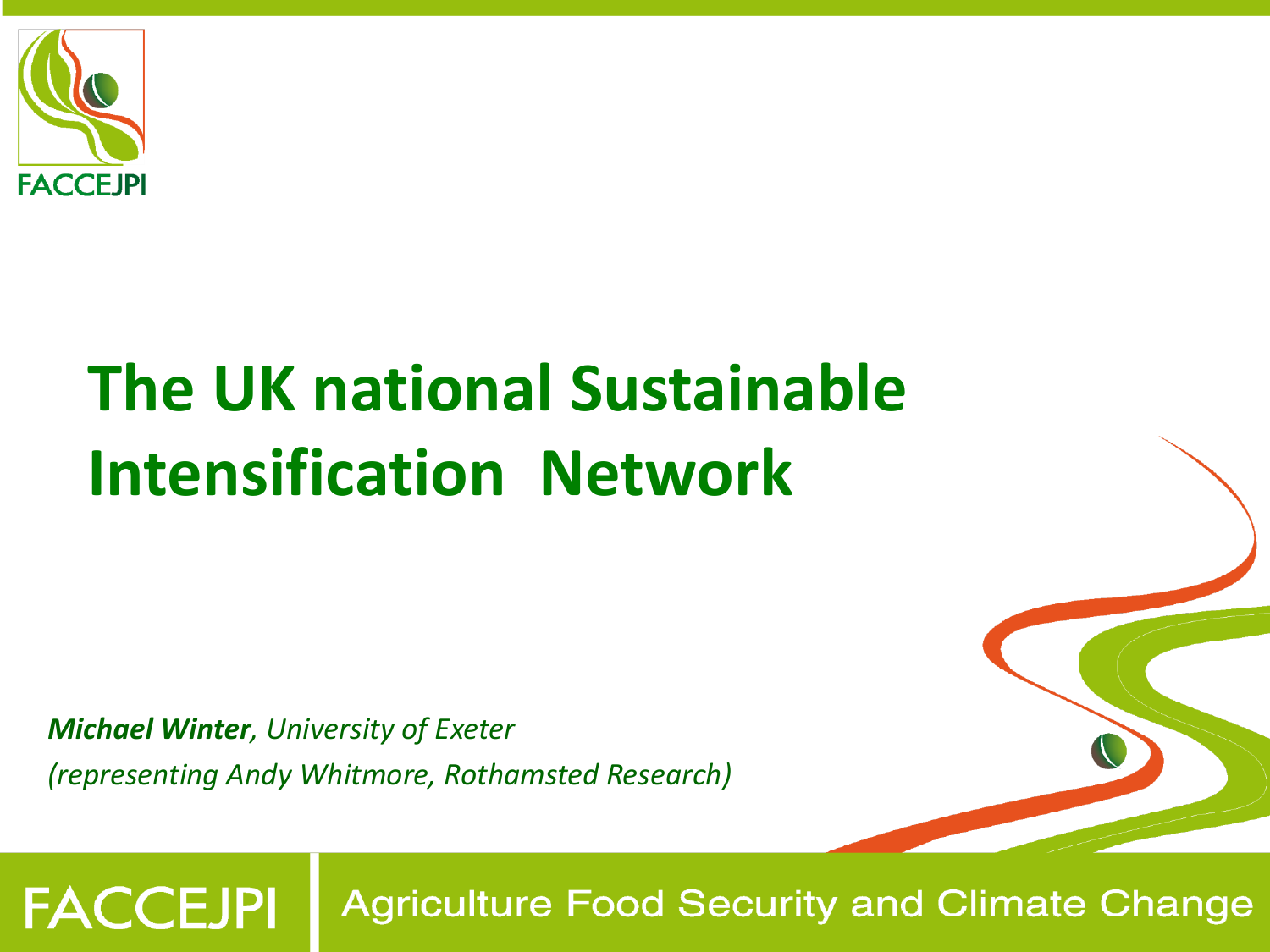# The UK national Sustainable Intensification Network

***Michael Winter**, University of Exeter*

*(representing Andy Whitmore, Rothamsted Research)*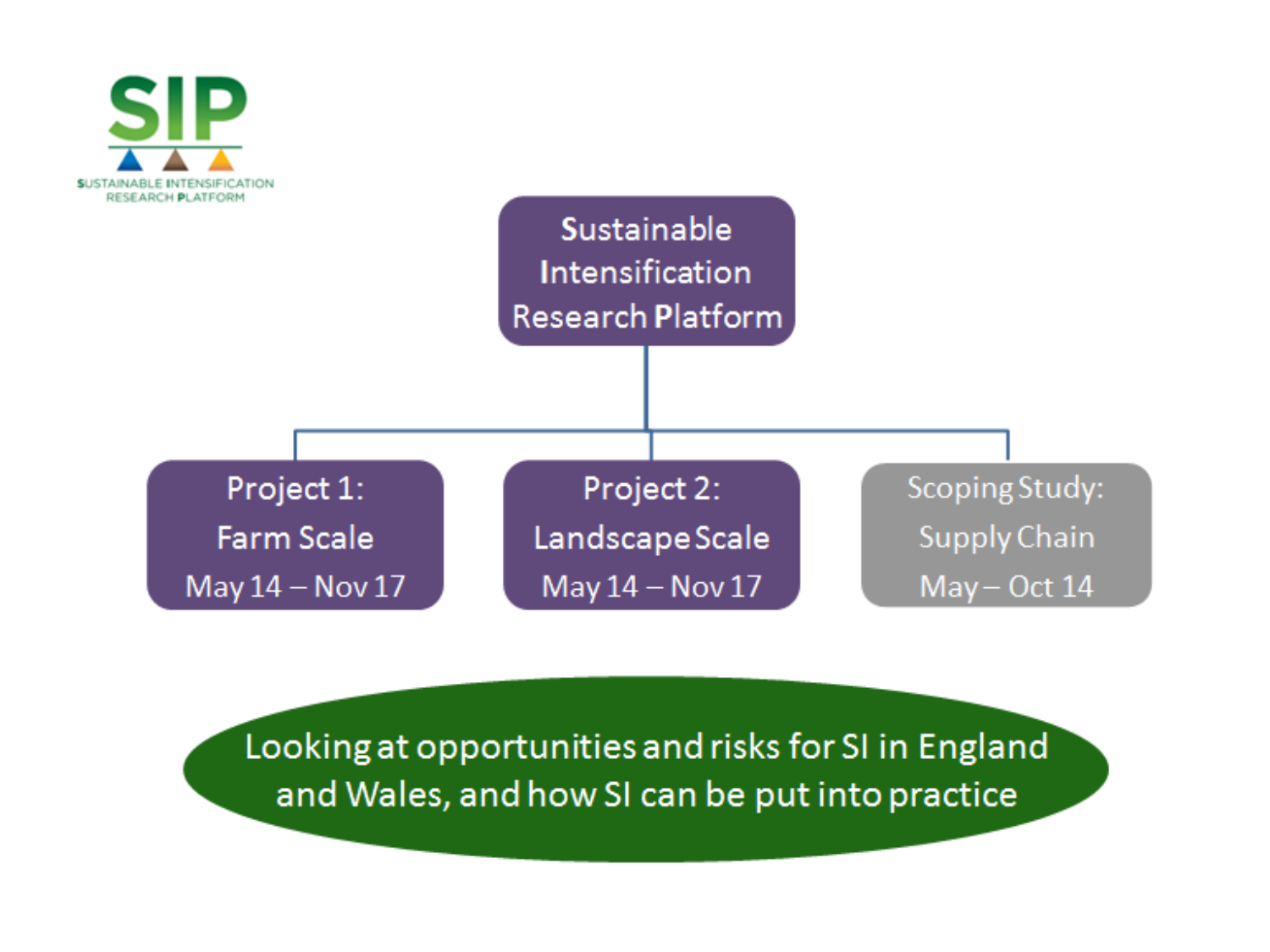SIP

SUSTAINABLE INTENSIFICATION RESEARCH PLATFORM

**Sustainable Intensification Research Platform**

- **Project 1:** Farm Scale — May 14 – Nov 17
- **Project 2:** Landscape Scale — May 14 – Nov 17
- **Scoping Study:** Supply Chain — May – Oct 14

Looking at opportunities and risks for SI in England and Wales, and how SI can be put into practice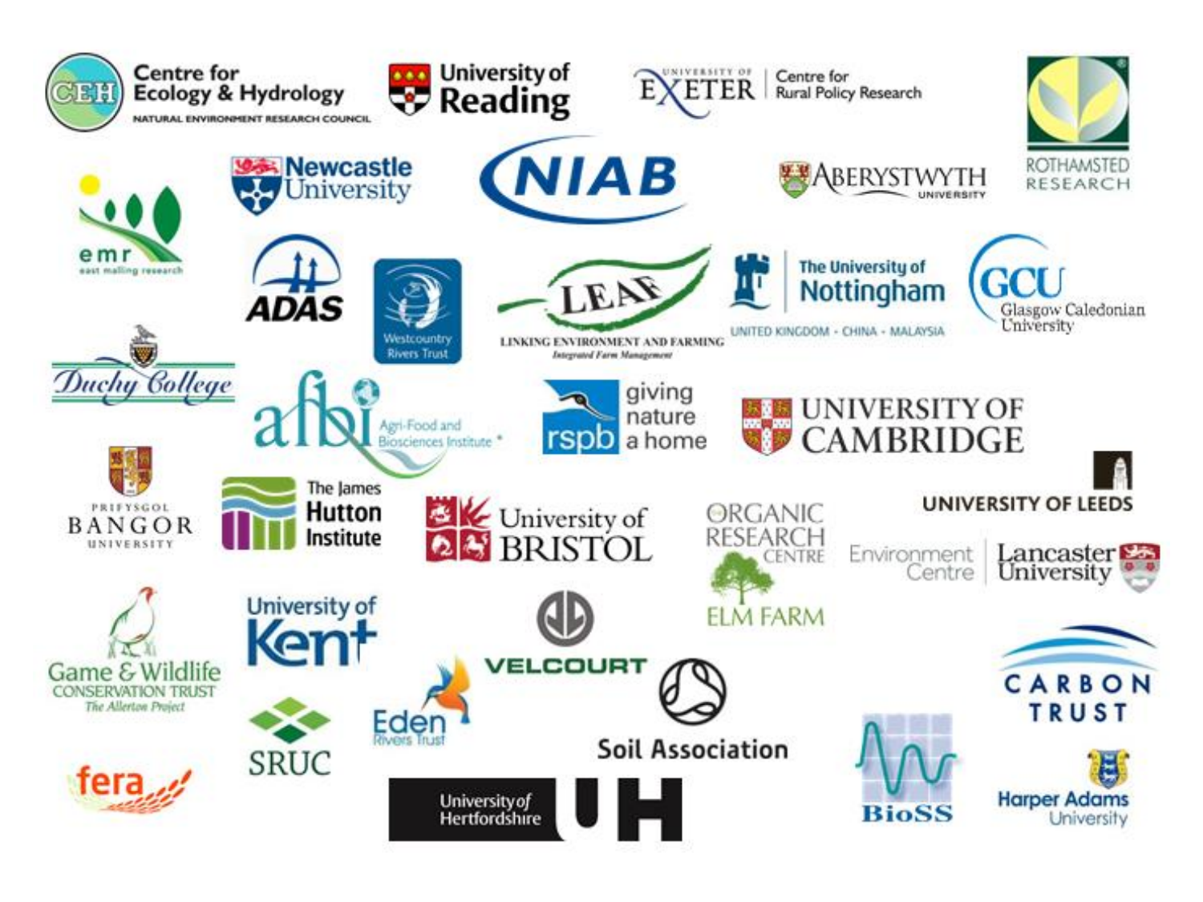Centre for Ecology & Hydrology
NATURAL ENVIRONMENT RESEARCH COUNCIL

University of Reading

University of Exeter | Centre for Rural Policy Research

Rothamsted Research

emr
east malling research

Newcastle University

NIAB

Aberystwyth University

ADAS

Westcountry Rivers Trust

LEAF
LINKING ENVIRONMENT AND FARMING
Integrated Farm Management

The University of Nottingham
UNITED KINGDOM · CHINA · MALAYSIA

GCU
Glasgow Caledonian University

Duchy College

afbi
Agri-Food and Biosciences Institute

rspb
giving nature a home

University of Cambridge

Prifysgol Bangor University

The James Hutton Institute

University of Bristol

Organic Research Centre
Elm Farm

University of Leeds

Environment Centre | Lancaster University

Game & Wildlife Conservation Trust
The Allerton Project

University of Kent

Velcourt

Eden Rivers Trust

Soil Association

Carbon Trust

SRUC

fera

University of Hertfordshire UH

BioSS

Harper Adams University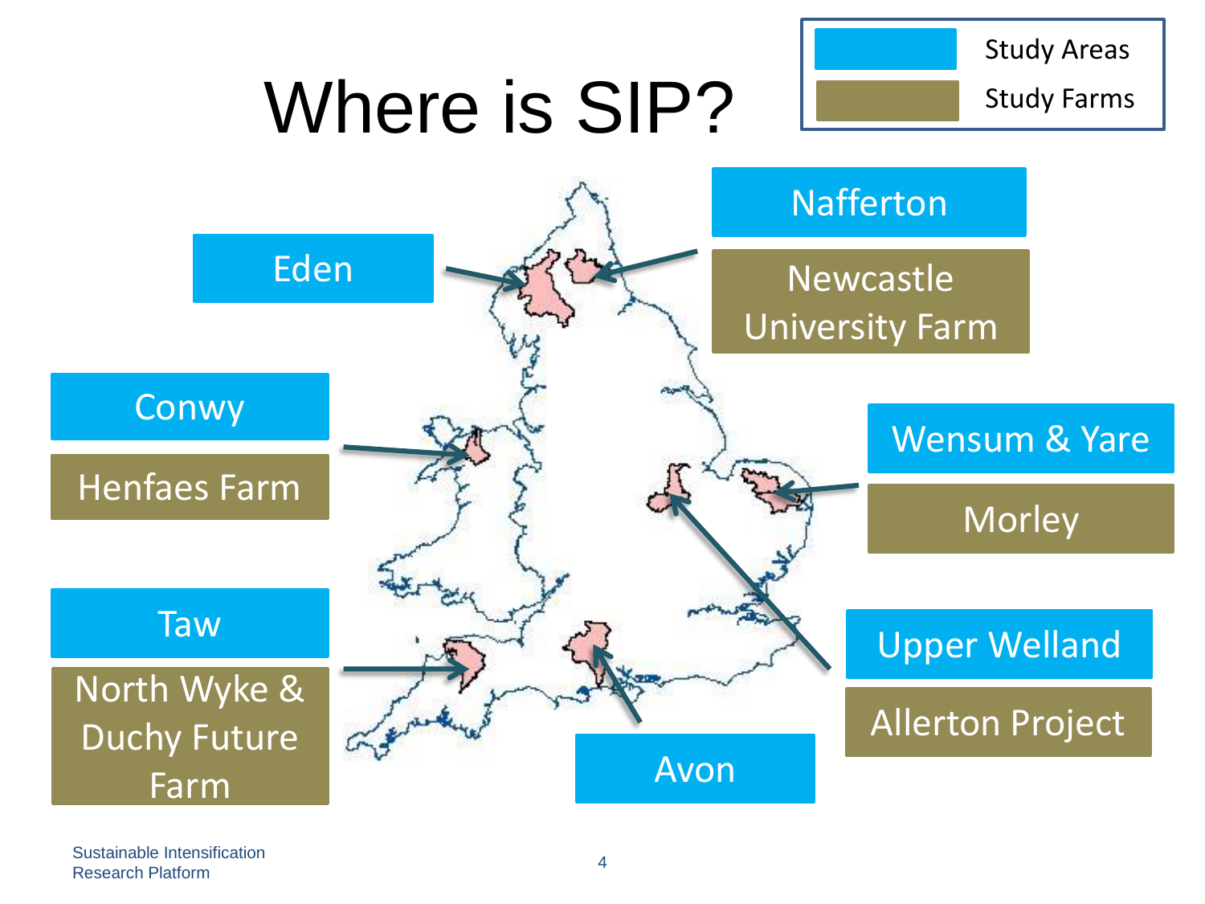# Where is SIP?

| Legend | |
| --- | --- |
| Study Areas | |
| Study Farms | |

| Study Area | Study Farm |
| --- | --- |
| Eden | |
| Nafferton | Newcastle University Farm |
| Conwy | Henfaes Farm |
| Wensum & Yare | Morley |
| Taw | North Wyke & Duchy Future Farm |
| Upper Welland | Allerton Project |
| Avon | |

Sustainable Intensification Research Platform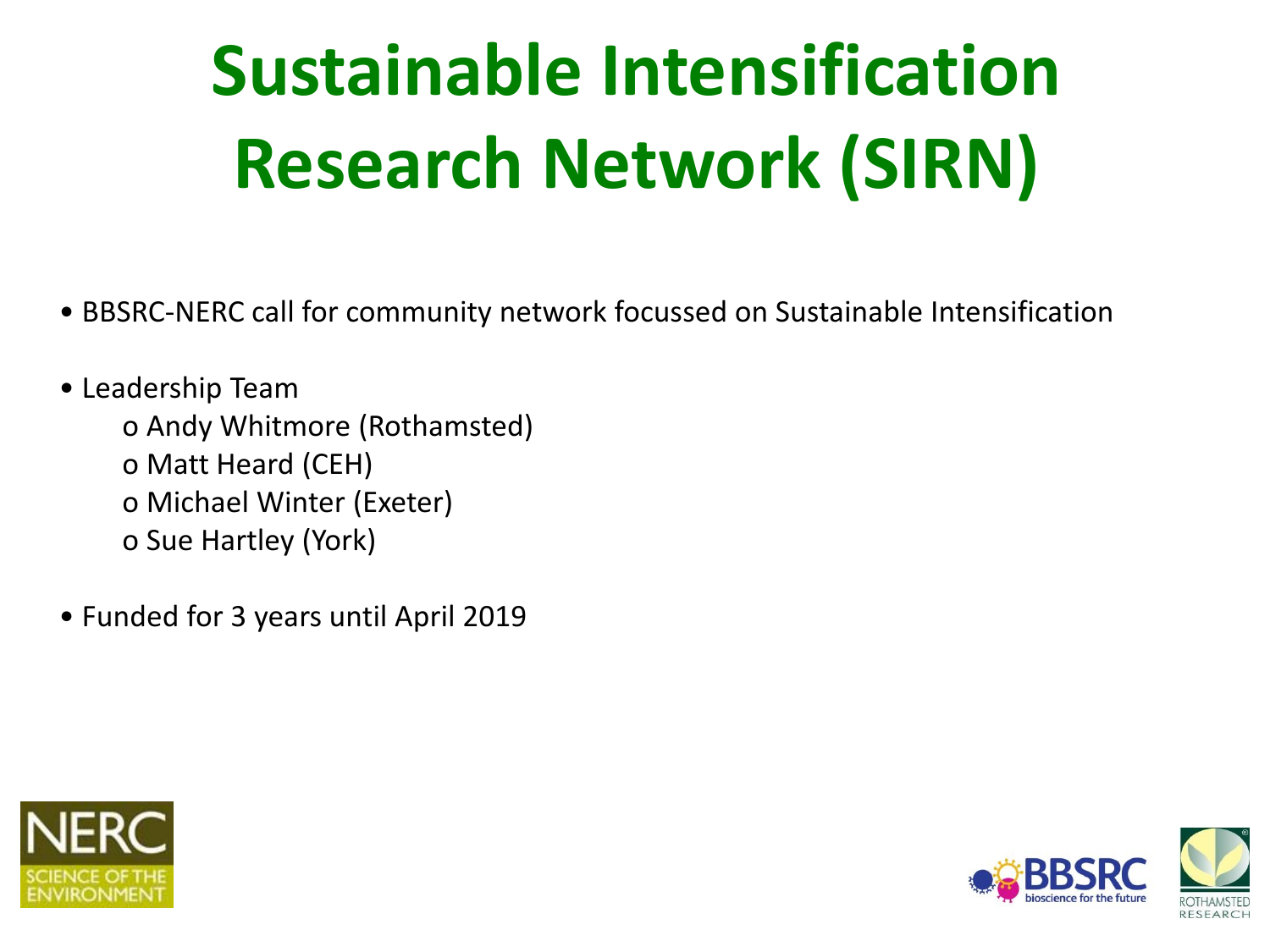# Sustainable Intensification Research Network (SIRN)

- BBSRC-NERC call for community network focussed on Sustainable Intensification
- Leadership Team
  - Andy Whitmore (Rothamsted)
  - Matt Heard (CEH)
  - Michael Winter (Exeter)
  - Sue Hartley (York)
- Funded for 3 years until April 2019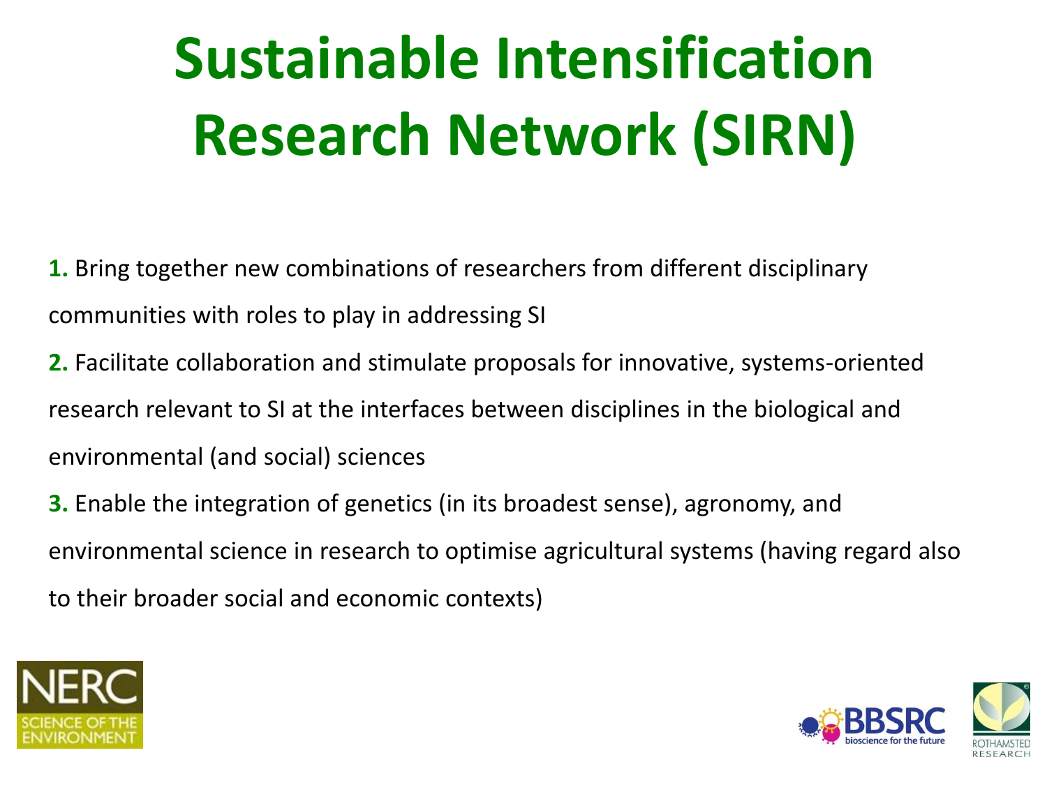# Sustainable Intensification Research Network (SIRN)

**1.** Bring together new combinations of researchers from different disciplinary communities with roles to play in addressing SI

**2.** Facilitate collaboration and stimulate proposals for innovative, systems-oriented research relevant to SI at the interfaces between disciplines in the biological and environmental (and social) sciences

**3.** Enable the integration of genetics (in its broadest sense), agronomy, and environmental science in research to optimise agricultural systems (having regard also to their broader social and economic contexts)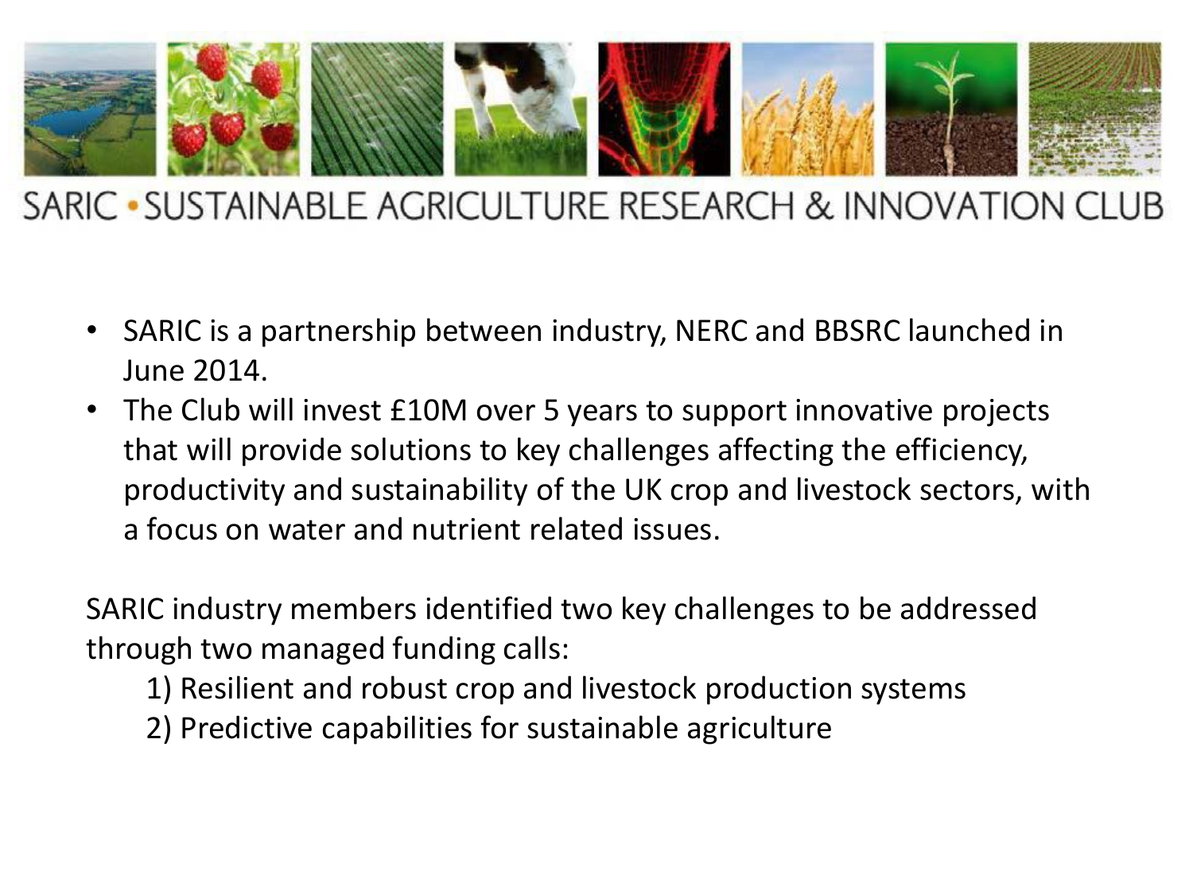# SARIC • SUSTAINABLE AGRICULTURE RESEARCH & INNOVATION CLUB

- SARIC is a partnership between industry, NERC and BBSRC launched in June 2014.
- The Club will invest £10M over 5 years to support innovative projects that will provide solutions to key challenges affecting the efficiency, productivity and sustainability of the UK crop and livestock sectors, with a focus on water and nutrient related issues.

SARIC industry members identified two key challenges to be addressed through two managed funding calls:

1) Resilient and robust crop and livestock production systems
2) Predictive capabilities for sustainable agriculture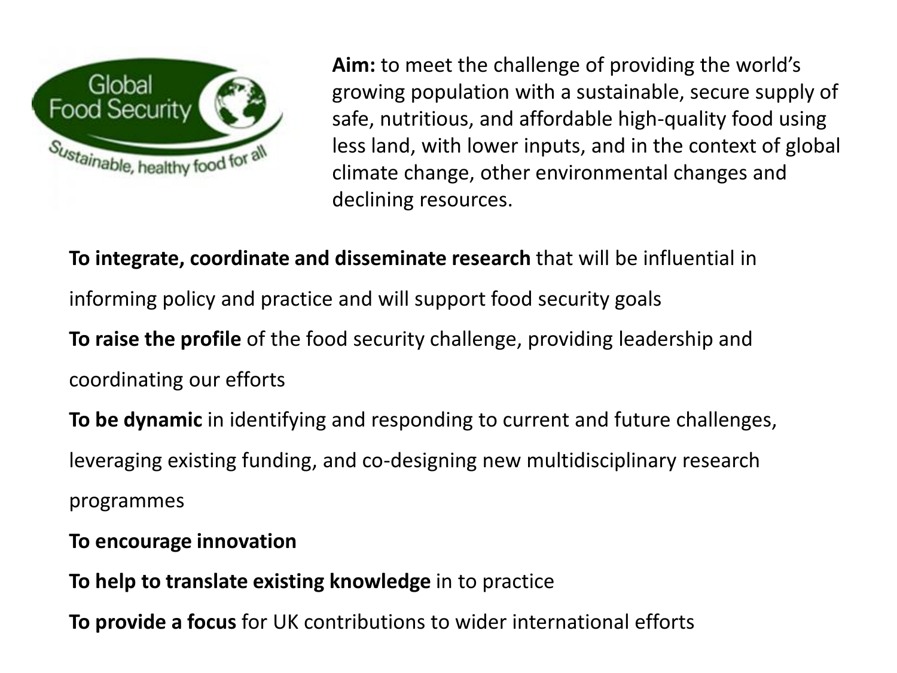Global Food Security

Sustainable, healthy food for all

**Aim:** to meet the challenge of providing the world's growing population with a sustainable, secure supply of safe, nutritious, and affordable high-quality food using less land, with lower inputs, and in the context of global climate change, other environmental changes and declining resources.

**To integrate, coordinate and disseminate research** that will be influential in informing policy and practice and will support food security goals

**To raise the profile** of the food security challenge, providing leadership and coordinating our efforts

**To be dynamic** in identifying and responding to current and future challenges, leveraging existing funding, and co-designing new multidisciplinary research programmes

**To encourage innovation**

**To help to translate existing knowledge** in to practice

**To provide a focus** for UK contributions to wider international efforts